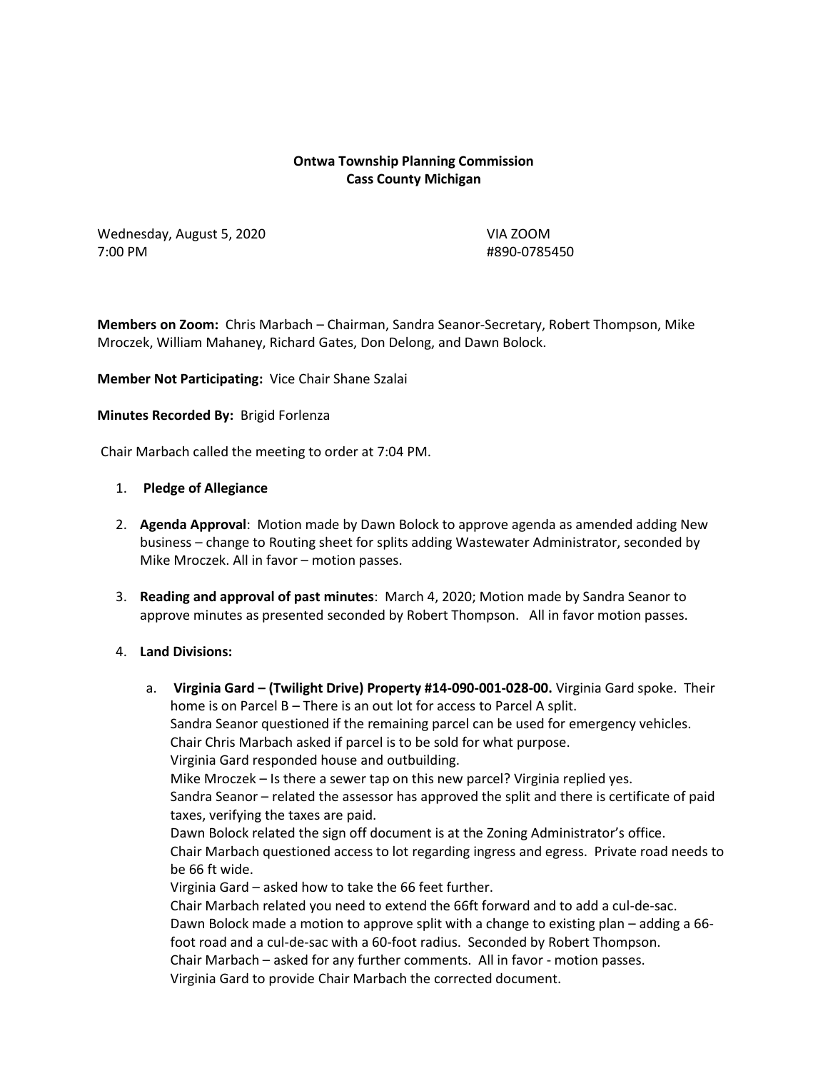**Ontwa Township Planning Commission**
**Cass County Michigan**

Wednesday, August 5, 2020 VIA ZOOM
7:00 PM #890-0785450

**Members on Zoom:** Chris Marbach – Chairman, Sandra Seanor-Secretary, Robert Thompson, Mike Mroczek, William Mahaney, Richard Gates, Don Delong, and Dawn Bolock.

**Member Not Participating:** Vice Chair Shane Szalai

**Minutes Recorded By:** Brigid Forlenza

Chair Marbach called the meeting to order at 7:04 PM.

1. **Pledge of Allegiance**

2. **Agenda Approval**: Motion made by Dawn Bolock to approve agenda as amended adding New business – change to Routing sheet for splits adding Wastewater Administrator, seconded by Mike Mroczek. All in favor – motion passes.

3. **Reading and approval of past minutes**: March 4, 2020; Motion made by Sandra Seanor to approve minutes as presented seconded by Robert Thompson. All in favor motion passes.

4. **Land Divisions:**

   a. **Virginia Gard – (Twilight Drive) Property #14-090-001-028-00.** Virginia Gard spoke. Their home is on Parcel B – There is an out lot for access to Parcel A split.
   Sandra Seanor questioned if the remaining parcel can be used for emergency vehicles.
   Chair Chris Marbach asked if parcel is to be sold for what purpose.
   Virginia Gard responded house and outbuilding.
   Mike Mroczek – Is there a sewer tap on this new parcel? Virginia replied yes.
   Sandra Seanor – related the assessor has approved the split and there is certificate of paid taxes, verifying the taxes are paid.
   Dawn Bolock related the sign off document is at the Zoning Administrator's office.
   Chair Marbach questioned access to lot regarding ingress and egress. Private road needs to be 66 ft wide.
   Virginia Gard – asked how to take the 66 feet further.
   Chair Marbach related you need to extend the 66ft forward and to add a cul-de-sac.
   Dawn Bolock made a motion to approve split with a change to existing plan – adding a 66-foot road and a cul-de-sac with a 60-foot radius. Seconded by Robert Thompson.
   Chair Marbach – asked for any further comments. All in favor - motion passes.
   Virginia Gard to provide Chair Marbach the corrected document.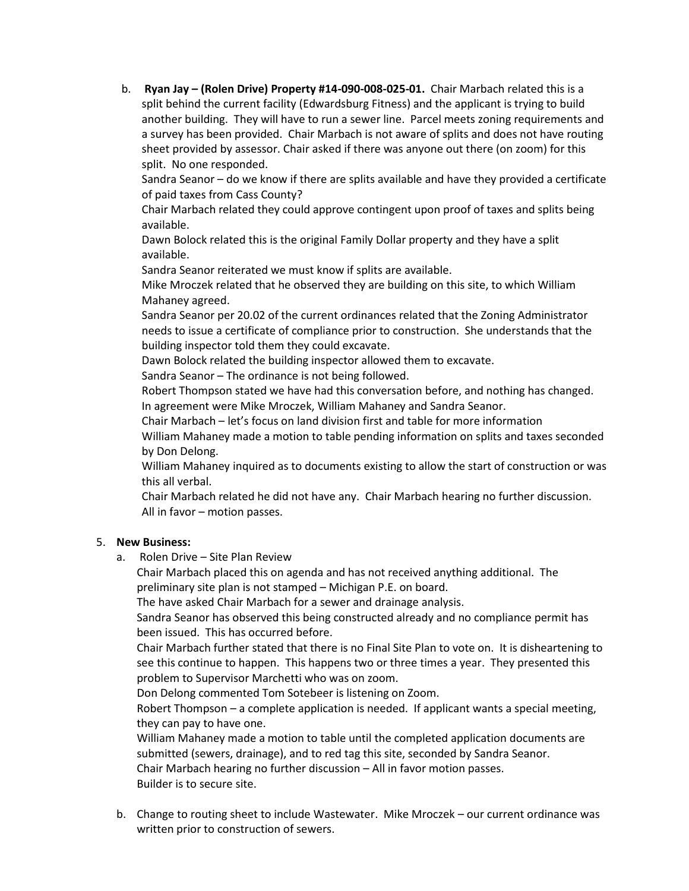b. **Ryan Jay – (Rolen Drive) Property #14-090-008-025-01.** Chair Marbach related this is a split behind the current facility (Edwardsburg Fitness) and the applicant is trying to build another building. They will have to run a sewer line. Parcel meets zoning requirements and a survey has been provided. Chair Marbach is not aware of splits and does not have routing sheet provided by assessor. Chair asked if there was anyone out there (on zoom) for this split. No one responded.
   Sandra Seanor – do we know if there are splits available and have they provided a certificate of paid taxes from Cass County?
   Chair Marbach related they could approve contingent upon proof of taxes and splits being available.
   Dawn Bolock related this is the original Family Dollar property and they have a split available.
   Sandra Seanor reiterated we must know if splits are available.
   Mike Mroczek related that he observed they are building on this site, to which William Mahaney agreed.
   Sandra Seanor per 20.02 of the current ordinances related that the Zoning Administrator needs to issue a certificate of compliance prior to construction. She understands that the building inspector told them they could excavate.
   Dawn Bolock related the building inspector allowed them to excavate.
   Sandra Seanor – The ordinance is not being followed.
   Robert Thompson stated we have had this conversation before, and nothing has changed. In agreement were Mike Mroczek, William Mahaney and Sandra Seanor.
   Chair Marbach – let's focus on land division first and table for more information
   William Mahaney made a motion to table pending information on splits and taxes seconded by Don Delong.
   William Mahaney inquired as to documents existing to allow the start of construction or was this all verbal.
   Chair Marbach related he did not have any. Chair Marbach hearing no further discussion. All in favor – motion passes.

5. **New Business:**
   a. Rolen Drive – Site Plan Review
      Chair Marbach placed this on agenda and has not received anything additional. The preliminary site plan is not stamped – Michigan P.E. on board.
      The have asked Chair Marbach for a sewer and drainage analysis.
      Sandra Seanor has observed this being constructed already and no compliance permit has been issued. This has occurred before.
      Chair Marbach further stated that there is no Final Site Plan to vote on. It is disheartening to see this continue to happen. This happens two or three times a year. They presented this problem to Supervisor Marchetti who was on zoom.
      Don Delong commented Tom Sotebeer is listening on Zoom.
      Robert Thompson – a complete application is needed. If applicant wants a special meeting, they can pay to have one.
      William Mahaney made a motion to table until the completed application documents are submitted (sewers, drainage), and to red tag this site, seconded by Sandra Seanor.
      Chair Marbach hearing no further discussion – All in favor motion passes.
      Builder is to secure site.

   b. Change to routing sheet to include Wastewater. Mike Mroczek – our current ordinance was written prior to construction of sewers.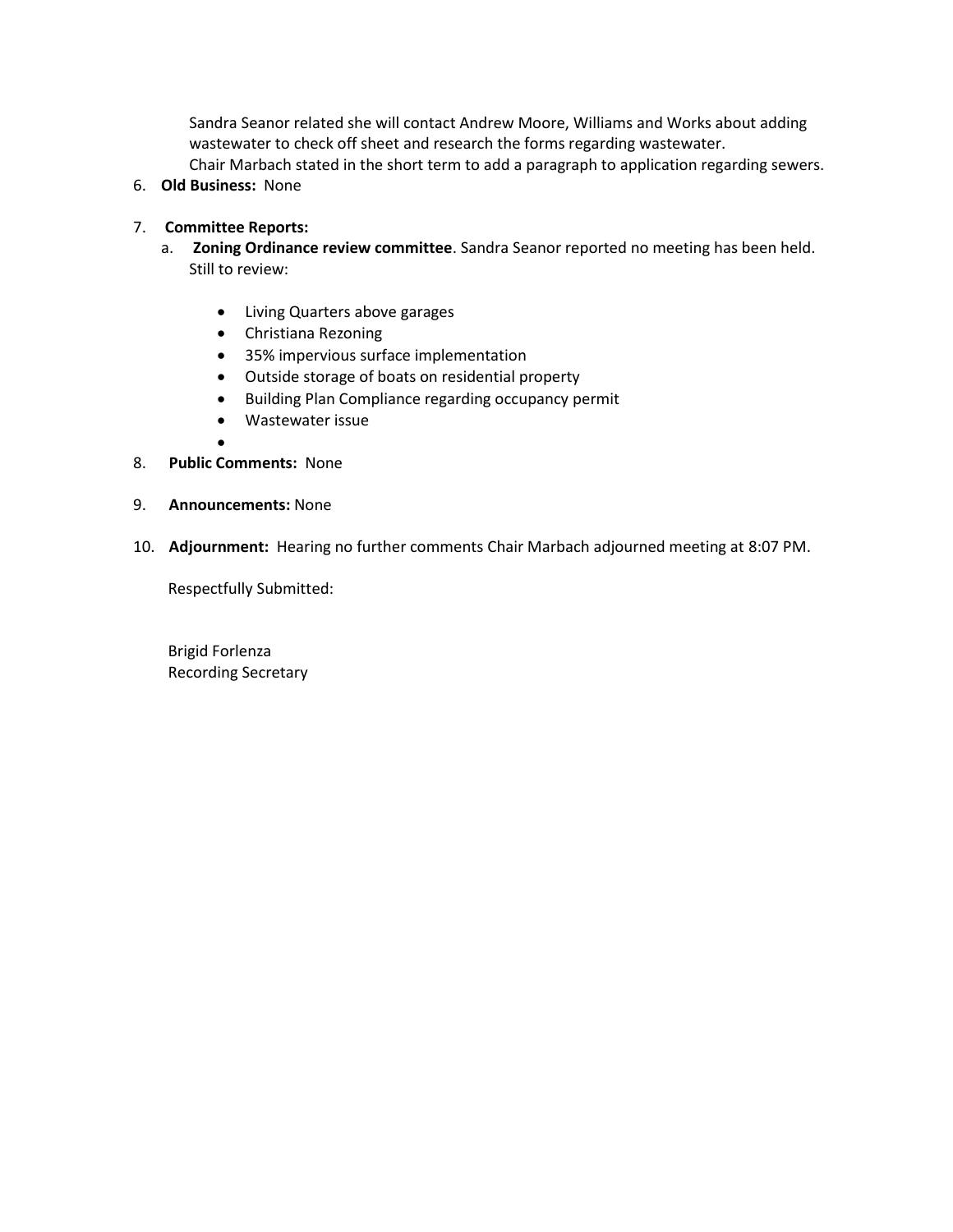Sandra Seanor related she will contact Andrew Moore, Williams and Works about adding wastewater to check off sheet and research the forms regarding wastewater.
Chair Marbach stated in the short term to add a paragraph to application regarding sewers.

6. **Old Business:** None

7. **Committee Reports:**
   a. **Zoning Ordinance review committee**. Sandra Seanor reported no meeting has been held. Still to review:

      - Living Quarters above garages
      - Christiana Rezoning
      - 35% impervious surface implementation
      - Outside storage of boats on residential property
      - Building Plan Compliance regarding occupancy permit
      - Wastewater issue
      -

8. **Public Comments:** None

9. **Announcements:** None

10. **Adjournment:** Hearing no further comments Chair Marbach adjourned meeting at 8:07 PM.

Respectfully Submitted:

Brigid Forlenza
Recording Secretary